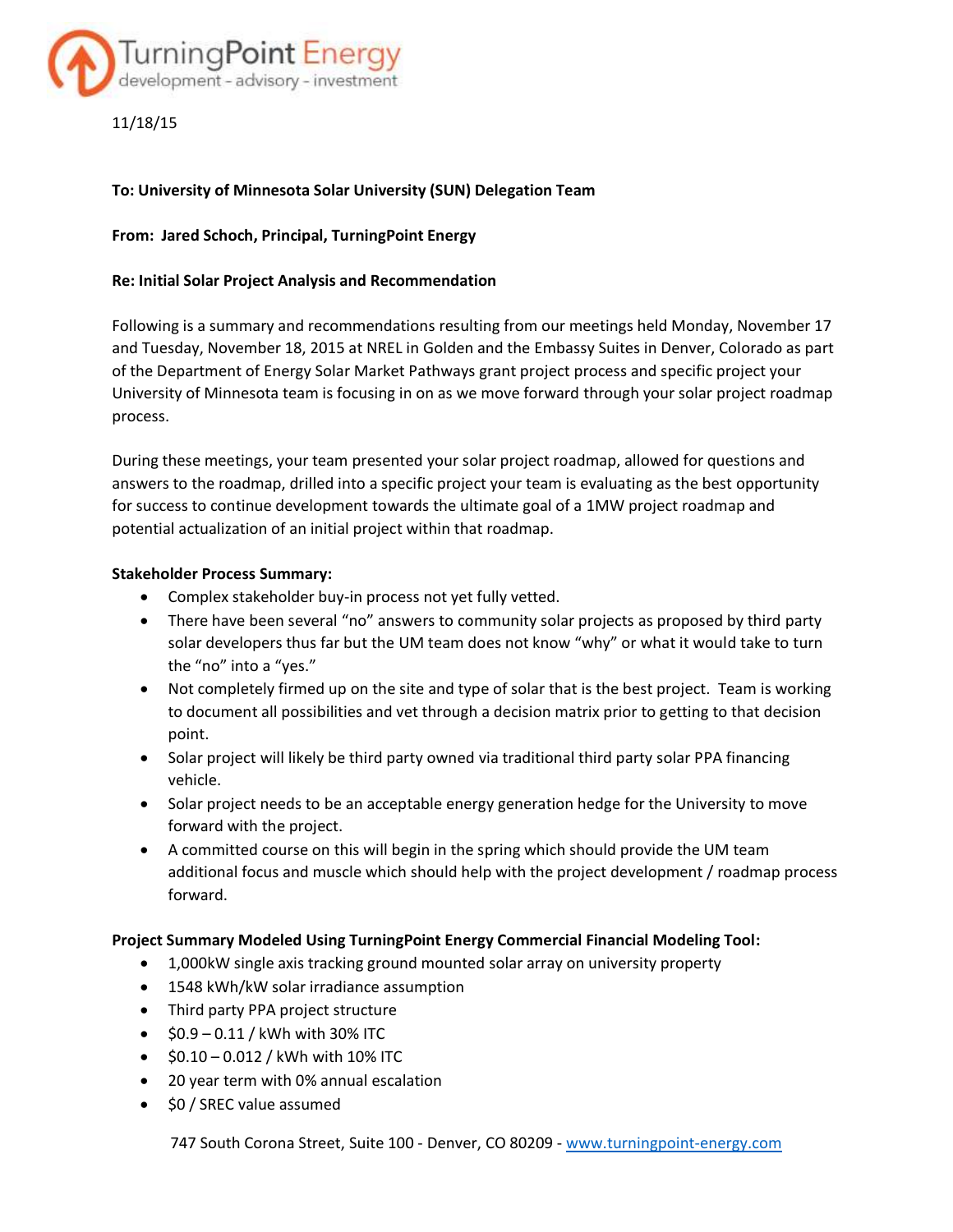TurningPoint Energy
development - advisory - investment

11/18/15

**To: University of Minnesota Solar University (SUN) Delegation Team**

**From: Jared Schoch, Principal, TurningPoint Energy**

**Re: Initial Solar Project Analysis and Recommendation**

Following is a summary and recommendations resulting from our meetings held Monday, November 17 and Tuesday, November 18, 2015 at NREL in Golden and the Embassy Suites in Denver, Colorado as part of the Department of Energy Solar Market Pathways grant project process and specific project your University of Minnesota team is focusing in on as we move forward through your solar project roadmap process.

During these meetings, your team presented your solar project roadmap, allowed for questions and answers to the roadmap, drilled into a specific project your team is evaluating as the best opportunity for success to continue development towards the ultimate goal of a 1MW project roadmap and potential actualization of an initial project within that roadmap.

**Stakeholder Process Summary:**

- Complex stakeholder buy-in process not yet fully vetted.
- There have been several "no" answers to community solar projects as proposed by third party solar developers thus far but the UM team does not know "why" or what it would take to turn the "no" into a "yes."
- Not completely firmed up on the site and type of solar that is the best project. Team is working to document all possibilities and vet through a decision matrix prior to getting to that decision point.
- Solar project will likely be third party owned via traditional third party solar PPA financing vehicle.
- Solar project needs to be an acceptable energy generation hedge for the University to move forward with the project.
- A committed course on this will begin in the spring which should provide the UM team additional focus and muscle which should help with the project development / roadmap process forward.

**Project Summary Modeled Using TurningPoint Energy Commercial Financial Modeling Tool:**

- 1,000kW single axis tracking ground mounted solar array on university property
- 1548 kWh/kW solar irradiance assumption
- Third party PPA project structure
- $0.9 – 0.11 / kWh with 30% ITC
- $0.10 – 0.012 / kWh with 10% ITC
- 20 year term with 0% annual escalation
- $0 / SREC value assumed

747 South Corona Street, Suite 100 - Denver, CO 80209 - www.turningpoint-energy.com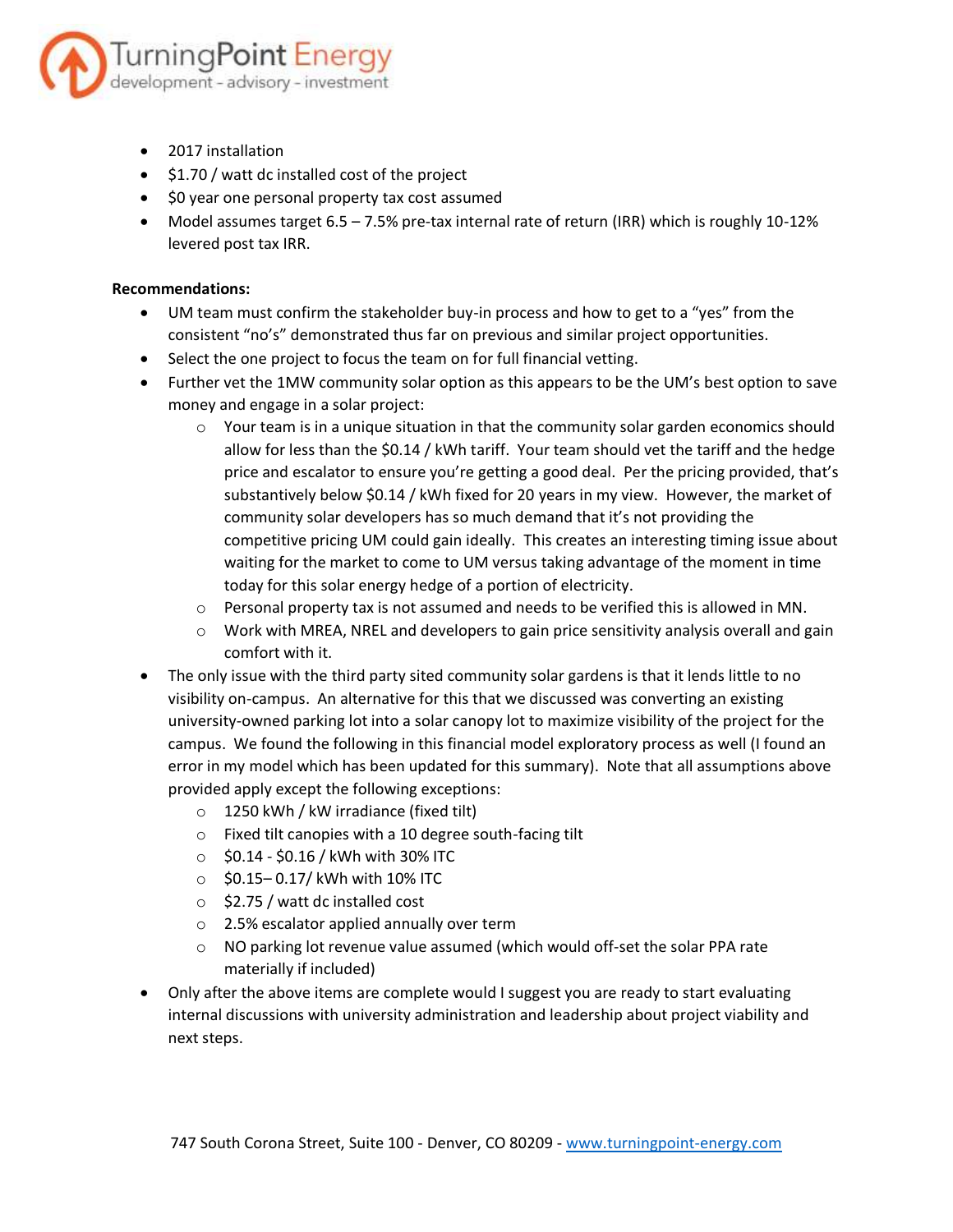- 2017 installation
- $1.70 / watt dc installed cost of the project
- $0 year one personal property tax cost assumed
- Model assumes target 6.5 – 7.5% pre-tax internal rate of return (IRR) which is roughly 10-12% levered post tax IRR.

**Recommendations:**

- UM team must confirm the stakeholder buy-in process and how to get to a "yes" from the consistent "no's" demonstrated thus far on previous and similar project opportunities.
- Select the one project to focus the team on for full financial vetting.
- Further vet the 1MW community solar option as this appears to be the UM's best option to save money and engage in a solar project:
    - Your team is in a unique situation in that the community solar garden economics should allow for less than the $0.14 / kWh tariff. Your team should vet the tariff and the hedge price and escalator to ensure you're getting a good deal. Per the pricing provided, that's substantively below $0.14 / kWh fixed for 20 years in my view. However, the market of community solar developers has so much demand that it's not providing the competitive pricing UM could gain ideally. This creates an interesting timing issue about waiting for the market to come to UM versus taking advantage of the moment in time today for this solar energy hedge of a portion of electricity.
    - Personal property tax is not assumed and needs to be verified this is allowed in MN.
    - Work with MREA, NREL and developers to gain price sensitivity analysis overall and gain comfort with it.
- The only issue with the third party sited community solar gardens is that it lends little to no visibility on-campus. An alternative for this that we discussed was converting an existing university-owned parking lot into a solar canopy lot to maximize visibility of the project for the campus. We found the following in this financial model exploratory process as well (I found an error in my model which has been updated for this summary). Note that all assumptions above provided apply except the following exceptions:
    - 1250 kWh / kW irradiance (fixed tilt)
    - Fixed tilt canopies with a 10 degree south-facing tilt
    - $0.14 - $0.16 / kWh with 30% ITC
    - $0.15– 0.17/ kWh with 10% ITC
    - $2.75 / watt dc installed cost
    - 2.5% escalator applied annually over term
    - NO parking lot revenue value assumed (which would off-set the solar PPA rate materially if included)
- Only after the above items are complete would I suggest you are ready to start evaluating internal discussions with university administration and leadership about project viability and next steps.